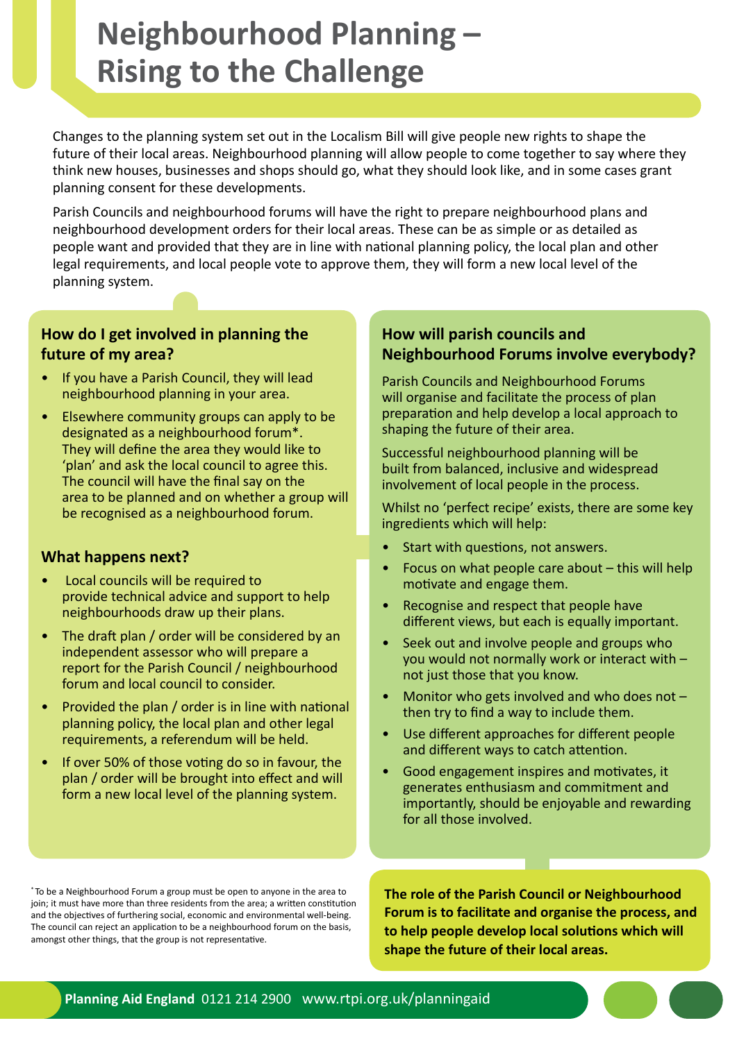# Neighbourhood Planning – Rising to the Challenge

Changes to the planning system set out in the Localism Bill will give people new rights to shape the future of their local areas. Neighbourhood planning will allow people to come together to say where they think new houses, businesses and shops should go, what they should look like, and in some cases grant planning consent for these developments.

Parish Councils and neighbourhood forums will have the right to prepare neighbourhood plans and neighbourhood development orders for their local areas. These can be as simple or as detailed as people want and provided that they are in line with national planning policy, the local plan and other legal requirements, and local people vote to approve them, they will form a new local level of the planning system.

## How do I get involved in planning the future of my area?

- If you have a Parish Council, they will lead neighbourhood planning in your area.
- Elsewhere community groups can apply to be designated as a neighbourhood forum*. They will define the area they would like to 'plan' and ask the local council to agree this. The council will have the final say on the area to be planned and on whether a group will be recognised as a neighbourhood forum.

## What happens next?

- Local councils will be required to provide technical advice and support to help neighbourhoods draw up their plans.
- The draft plan / order will be considered by an independent assessor who will prepare a report for the Parish Council / neighbourhood forum and local council to consider.
- Provided the plan / order is in line with national planning policy, the local plan and other legal requirements, a referendum will be held.
- If over 50% of those voting do so in favour, the plan / order will be brought into effect and will form a new local level of the planning system.

*To be a Neighbourhood Forum a group must be open to anyone in the area to join; it must have more than three residents from the area; a written constitution and the objectives of furthering social, economic and environmental well-being. The council can reject an application to be a neighbourhood forum on the basis, amongst other things, that the group is not representative.

## How will parish councils and Neighbourhood Forums involve everybody?

Parish Councils and Neighbourhood Forums will organise and facilitate the process of plan preparation and help develop a local approach to shaping the future of their area.

Successful neighbourhood planning will be built from balanced, inclusive and widespread involvement of local people in the process.

Whilst no 'perfect recipe' exists, there are some key ingredients which will help:

- Start with questions, not answers.
- Focus on what people care about – this will help motivate and engage them.
- Recognise and respect that people have different views, but each is equally important.
- Seek out and involve people and groups who you would not normally work or interact with – not just those that you know.
- Monitor who gets involved and who does not – then try to find a way to include them.
- Use different approaches for different people and different ways to catch attention.
- Good engagement inspires and motivates, it generates enthusiasm and commitment and importantly, should be enjoyable and rewarding for all those involved.

**The role of the Parish Council or Neighbourhood Forum is to facilitate and organise the process, and to help people develop local solutions which will shape the future of their local areas.**

**Planning Aid England** 0121 214 2900 www.rtpi.org.uk/planningaid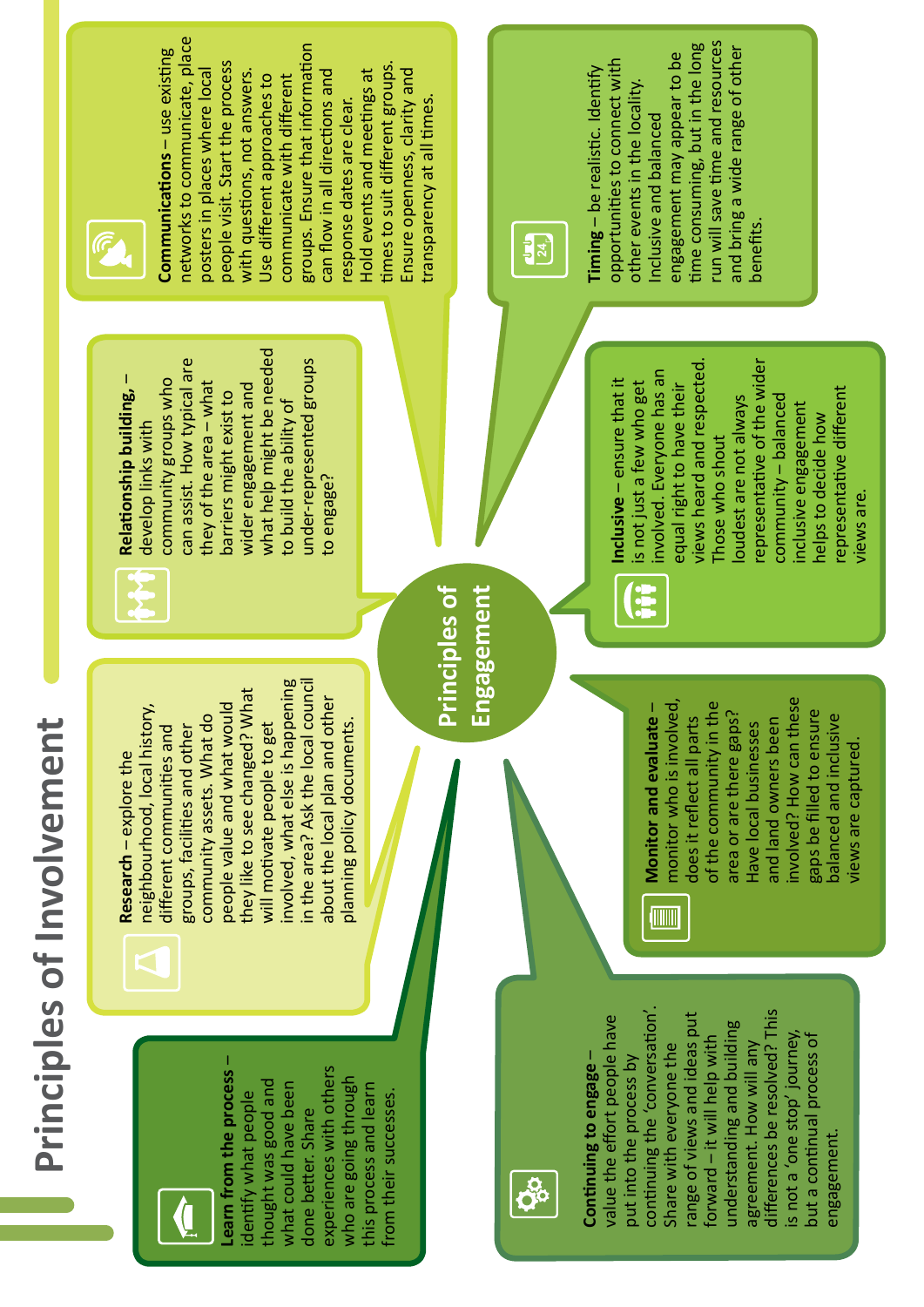# Principles of Involvement

## Principles of Engagement

**Research** – explore the neighbourhood, local history, different communities and groups, facilities and other community assets. What do people value and what would they like to see changed? What will motivate people to get involved, what else is happening in the area? Ask the local council about the local plan and other planning policy documents.

**Relationship building** – develop links with community groups who can assist. How typical are they of the area – what barriers might exist to wider engagement and what help might be needed to build the ability of under-represented groups to engage?

**Communications** – use existing networks to communicate, place posters in places where local people visit. Start the process with questions, not answers. Use different approaches to communicate with different groups. Ensure that information can flow in all directions and response dates are clear. Hold events and meetings at times to suit different groups. Ensure openness, clarity and transparency at all times.

**Timing** – be realistic. Identify opportunities to connect with other events in the locality. Inclusive and balanced engagement may appear to be time consuming, but in the long run will save time and resources and bring a wide range of other benefits.

**Inclusive** – ensure that it is not just a few who get involved. Everyone has an equal right to have their views heard and respected. Those who shout loudest are not always representative of the wider community – balanced inclusive engagement helps to decide how representative different views are.

**Monitor and evaluate** – monitor who is involved, does it reflect all parts of the community in the area or are there gaps? Have local businesses and land owners been involved? How can these gaps be filled to ensure balanced and inclusive views are captured.

**Continuing to engage** – value the effort people have put into the process by continuing the 'conversation'. Share with everyone the range of views and ideas put forward – it will help with understanding and building agreement. How will any differences be resolved? This is not a 'one stop' journey, but a continual process of engagement.

**Learn from the process** – identify what people thought was good and what could have been done better. Share experiences with others who are going through this process and learn from their successes.